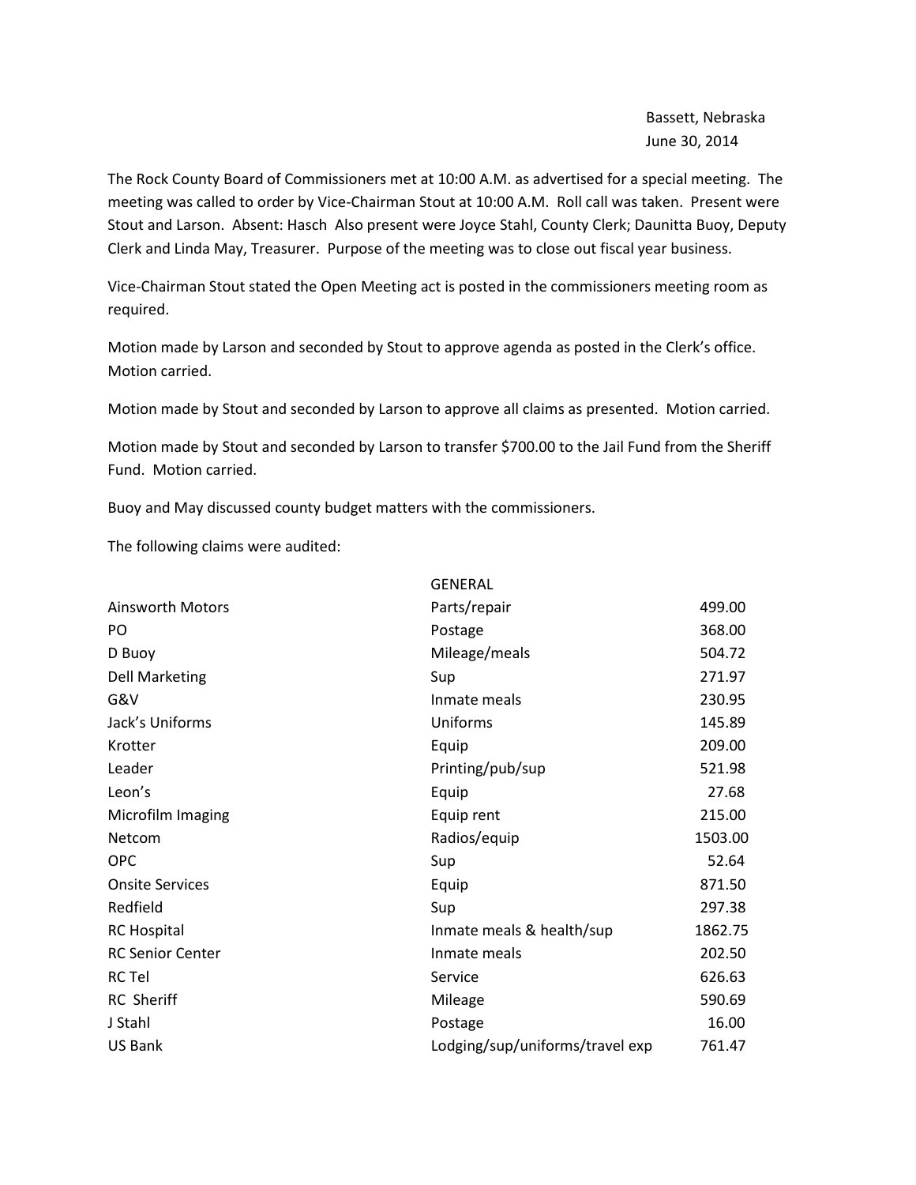Bassett, Nebraska
June 30, 2014

The Rock County Board of Commissioners met at 10:00 A.M. as advertised for a special meeting. The meeting was called to order by Vice-Chairman Stout at 10:00 A.M. Roll call was taken. Present were Stout and Larson. Absent: Hasch Also present were Joyce Stahl, County Clerk; Daunitta Buoy, Deputy Clerk and Linda May, Treasurer. Purpose of the meeting was to close out fiscal year business.

Vice-Chairman Stout stated the Open Meeting act is posted in the commissioners meeting room as required.

Motion made by Larson and seconded by Stout to approve agenda as posted in the Clerk's office. Motion carried.

Motion made by Stout and seconded by Larson to approve all claims as presented. Motion carried.

Motion made by Stout and seconded by Larson to transfer $700.00 to the Jail Fund from the Sheriff Fund. Motion carried.

Buoy and May discussed county budget matters with the commissioners.

The following claims were audited:

| | GENERAL | |
|---|---|---|
| Ainsworth Motors | Parts/repair | 499.00 |
| PO | Postage | 368.00 |
| D Buoy | Mileage/meals | 504.72 |
| Dell Marketing | Sup | 271.97 |
| G&V | Inmate meals | 230.95 |
| Jack's Uniforms | Uniforms | 145.89 |
| Krotter | Equip | 209.00 |
| Leader | Printing/pub/sup | 521.98 |
| Leon's | Equip | 27.68 |
| Microfilm Imaging | Equip rent | 215.00 |
| Netcom | Radios/equip | 1503.00 |
| OPC | Sup | 52.64 |
| Onsite Services | Equip | 871.50 |
| Redfield | Sup | 297.38 |
| RC Hospital | Inmate meals & health/sup | 1862.75 |
| RC Senior Center | Inmate meals | 202.50 |
| RC Tel | Service | 626.63 |
| RC Sheriff | Mileage | 590.69 |
| J Stahl | Postage | 16.00 |
| US Bank | Lodging/sup/uniforms/travel exp | 761.47 |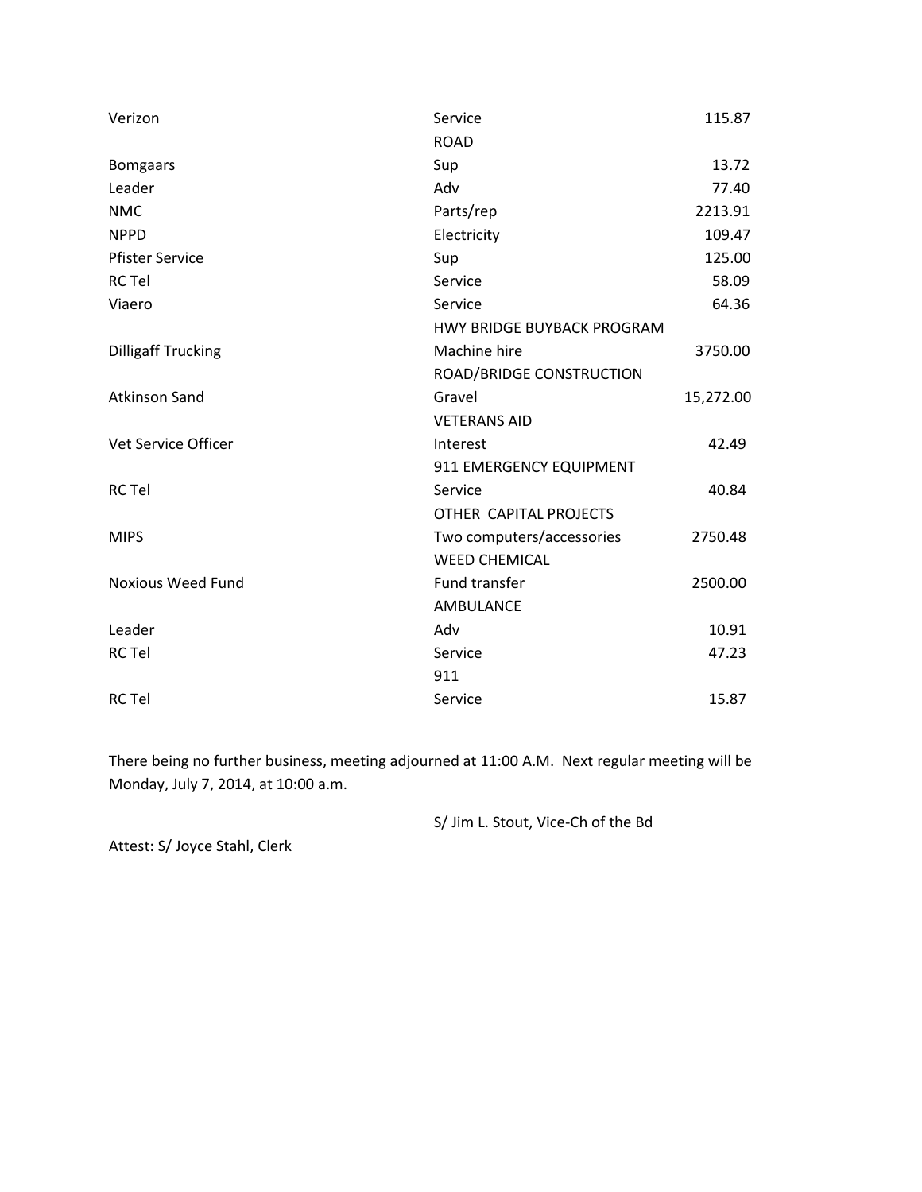| | | |
|---|---|---|
| Verizon | Service | 115.87 |
| | ROAD | |
| Bomgaars | Sup | 13.72 |
| Leader | Adv | 77.40 |
| NMC | Parts/rep | 2213.91 |
| NPPD | Electricity | 109.47 |
| Pfister Service | Sup | 125.00 |
| RC Tel | Service | 58.09 |
| Viaero | Service | 64.36 |
| | HWY BRIDGE BUYBACK PROGRAM | |
| Dilligaff Trucking | Machine hire | 3750.00 |
| | ROAD/BRIDGE CONSTRUCTION | |
| Atkinson Sand | Gravel | 15,272.00 |
| | VETERANS AID | |
| Vet Service Officer | Interest | 42.49 |
| | 911 EMERGENCY EQUIPMENT | |
| RC Tel | Service | 40.84 |
| | OTHER CAPITAL PROJECTS | |
| MIPS | Two computers/accessories | 2750.48 |
| | WEED CHEMICAL | |
| Noxious Weed Fund | Fund transfer | 2500.00 |
| | AMBULANCE | |
| Leader | Adv | 10.91 |
| RC Tel | Service | 47.23 |
| | 911 | |
| RC Tel | Service | 15.87 |

There being no further business, meeting adjourned at 11:00 A.M. Next regular meeting will be Monday, July 7, 2014, at 10:00 a.m.

S/ Jim L. Stout, Vice-Ch of the Bd

Attest: S/ Joyce Stahl, Clerk